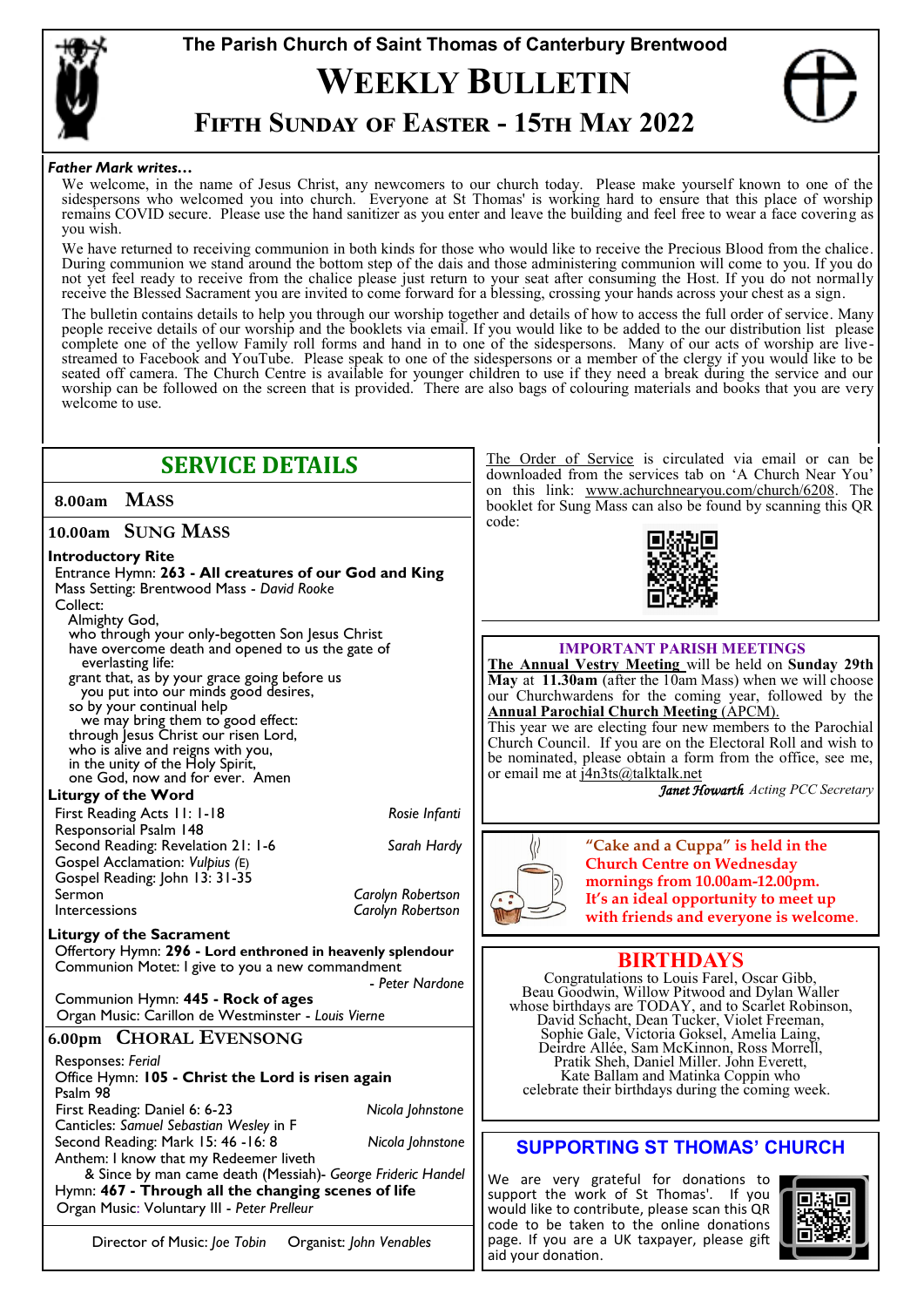# The Parish Church of Saint Thomas of Canterbury Brentwood

# WEEKLY BULLETIN

## FIFTH SUNDAY OF EASTER - 15TH MAY 2022

***Father Mark writes…***

We welcome, in the name of Jesus Christ, any newcomers to our church today. Please make yourself known to one of the sidespersons who welcomed you into church. Everyone at St Thomas' is working hard to ensure that this place of worship remains COVID secure. Please use the hand sanitizer as you enter and leave the building and feel free to wear a face covering as you wish.

We have returned to receiving communion in both kinds for those who would like to receive the Precious Blood from the chalice. During communion we stand around the bottom step of the dais and those administering communion will come to you. If you do not yet feel ready to receive from the chalice please just return to your seat after consuming the Host. If you do not normally receive the Blessed Sacrament you are invited to come forward for a blessing, crossing your hands across your chest as a sign.

The bulletin contains details to help you through our worship together and details of how to access the full order of service. Many people receive details of our worship and the booklets via email. If you would like to be added to the our distribution list please complete one of the yellow Family roll forms and hand in to one of the sidespersons. Many of our acts of worship are live-streamed to Facebook and YouTube. Please speak to one of the sidespersons or a member of the clergy if you would like to be seated off camera. The Church Centre is available for younger children to use if they need a break during the service and our worship can be followed on the screen that is provided. There are also bags of colouring materials and books that you are very welcome to use.

## SERVICE DETAILS

### 8.00am MASS

### 10.00am SUNG MASS

**Introductory Rite**

Entrance Hymn: **263 - All creatures of our God and King**
Mass Setting: Brentwood Mass - *David Rooke*
Collect:

Almighty God,
who through your only-begotten Son Jesus Christ
have overcome death and opened to us the gate of everlasting life:
grant that, as by your grace going before us
you put into our minds good desires,
so by your continual help
we may bring them to good effect:
through Jesus Christ our risen Lord,
who is alive and reigns with you,
in the unity of the Holy Spirit,
one God, now and for ever. Amen

**Liturgy of the Word**

First Reading Acts 11: 1-18 — *Rosie Infanti*
Responsorial Psalm 148
Second Reading: Revelation 21: 1-6 — *Sarah Hardy*
Gospel Acclamation: *Vulpius* (E)
Gospel Reading: John 13: 31-35
Sermon — *Carolyn Robertson*
Intercessions — *Carolyn Robertson*

**Liturgy of the Sacrament**

Offertory Hymn: **296 - Lord enthroned in heavenly splendour**
Communion Motet: I give to you a new commandment - *Peter Nardone*
Communion Hymn: **445 - Rock of ages**
Organ Music: Carillon de Westminster - *Louis Vierne*

### 6.00pm CHORAL EVENSONG

Responses: *Ferial*
Office Hymn: **105 - Christ the Lord is risen again**
Psalm 98
First Reading: Daniel 6: 6-23 — *Nicola Johnstone*
Canticles: *Samuel Sebastian Wesley* in F
Second Reading: Mark 15: 46 -16: 8 — *Nicola Johnstone*
Anthem: I know that my Redeemer liveth & Since by man came death (Messiah)- *George Frideric Handel*
Hymn: **467 - Through all the changing scenes of life**
Organ Music: Voluntary III - *Peter Prelleur*

Director of Music: *Joe Tobin* Organist: *John Venables*

The Order of Service is circulated via email or can be downloaded from the services tab on 'A Church Near You' on this link: www.achurchnearyou.com/church/6208. The booklet for Sung Mass can also be found by scanning this QR code:

## IMPORTANT PARISH MEETINGS

**The Annual Vestry Meeting** will be held on **Sunday 29th May** at **11.30am** (after the 10am Mass) when we will choose our Churchwardens for the coming year, followed by the **Annual Parochial Church Meeting** (APCM).

This year we are electing four new members to the Parochial Church Council. If you are on the Electoral Roll and wish to be nominated, please obtain a form from the office, see me, or email me at j4n3ts@talktalk.net

*Janet Howarth Acting PCC Secretary*

**"Cake and a Cuppa" is held in the Church Centre on Wednesday mornings from 10.00am-12.00pm. It's an ideal opportunity to meet up with friends and everyone is welcome.**

## BIRTHDAYS

Congratulations to Louis Farel, Oscar Gibb, Beau Goodwin, Willow Pitwood and Dylan Waller whose birthdays are TODAY, and to Scarlet Robinson, David Schacht, Dean Tucker, Violet Freeman, Sophie Gale, Victoria Goksel, Amelia Laing, Deirdre Allée, Sam McKinnon, Ross Morrell, Pratik Sheh, Daniel Miller. John Everett, Kate Ballam and Matinka Coppin who celebrate their birthdays during the coming week.

## SUPPORTING ST THOMAS' CHURCH

We are very grateful for donations to support the work of St Thomas'. If you would like to contribute, please scan this QR code to be taken to the online donations page. If you are a UK taxpayer, please gift aid your donation.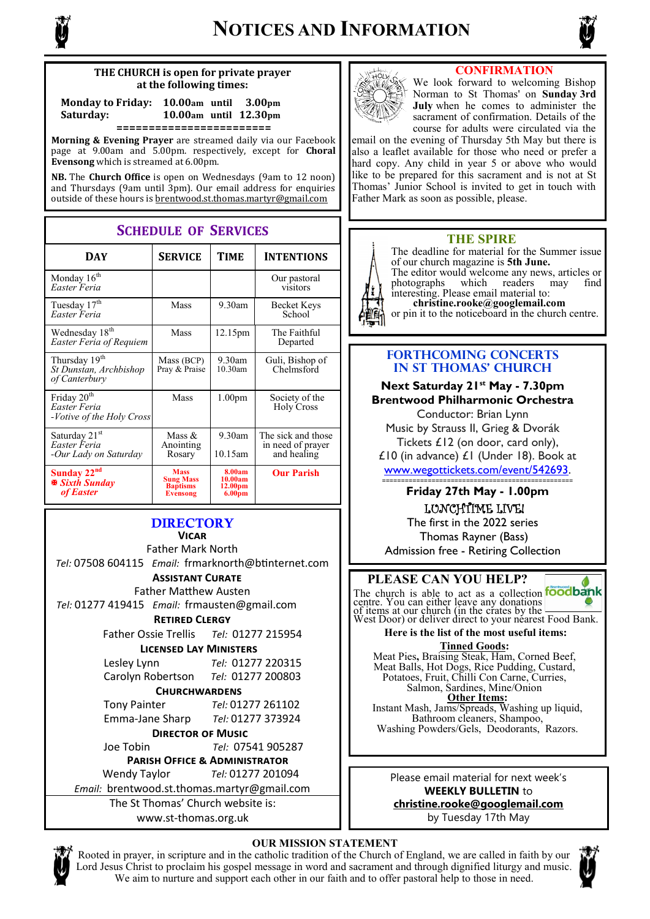# NOTICES AND INFORMATION

**THE CHURCH is open for private prayer at the following times:**

**Monday to Friday:** 10.00am until 3.00pm
**Saturday:** 10.00am until 12.30pm

**Morning & Evening Prayer** are streamed daily via our Facebook page at 9.00am and 5.00pm. respectively, except for **Choral Evensong** which is streamed at 6.00pm.

**NB.** The **Church Office** is open on Wednesdays (9am to 12 noon) and Thursdays (9am until 3pm). Our email address for enquiries outside of these hours is brentwood.st.thomas.martyr@gmail.com

## SCHEDULE OF SERVICES

| DAY | SERVICE | TIME | INTENTIONS |
|---|---|---|---|
| Monday 16th *Easter Feria* | | | Our pastoral visitors |
| Tuesday 17th *Easter Feria* | Mass | 9.30am | Becket Keys School |
| Wednesday 18th *Easter Feria of Requiem* | Mass | 12.15pm | The Faithful Departed |
| Thursday 19th *St Dunstan, Archbishop of Canterbury* | Mass (BCP) Pray & Praise | 9.30am 10.30am | Guli, Bishop of Chelmsford |
| Friday 20th *Easter Feria -Votive of the Holy Cross* | Mass | 1.00pm | Society of the Holy Cross |
| Saturday 21st *Easter Feria -Our Lady on Saturday* | Mass & Anointing Rosary | 9.30am 10.15am | The sick and those in need of prayer and healing |
| **Sunday 22nd** ***Sixth Sunday of Easter*** | **Mass Sung Mass Baptisms Evensong** | **8.00am 10.00am 12.00pm 6.00pm** | **Our Parish** |

## DIRECTORY

**VICAR**
Father Mark North
*Tel:* 07508 604115 *Email:* frmarknorth@btinternet.com

**ASSISTANT CURATE**
Father Matthew Austen
*Tel:* 01277 419415 *Email:* frmausten@gmail.com

**RETIRED CLERGY**
Father Ossie Trellis *Tel:* 01277 215954

**LICENSED LAY MINISTERS**
Lesley Lynn *Tel:* 01277 220315
Carolyn Robertson *Tel:* 01277 200803

**CHURCHWARDENS**
Tony Painter *Tel:* 01277 261102
Emma-Jane Sharp *Tel:* 01277 373924

**DIRECTOR OF MUSIC**
Joe Tobin *Tel:* 07541 905287

**PARISH OFFICE & ADMINISTRATOR**
Wendy Taylor *Tel:* 01277 201094
*Email:* brentwood.st.thomas.martyr@gmail.com

The St Thomas' Church website is:
www.st-thomas.org.uk

## CONFIRMATION

We look forward to welcoming Bishop Norman to St Thomas' on **Sunday 3rd July** when he comes to administer the sacrament of confirmation. Details of the course for adults were circulated via the email on the evening of Thursday 5th May but there is also a leaflet available for those who need or prefer a hard copy. Any child in year 5 or above who would like to be prepared for this sacrament and is not at St Thomas' Junior School is invited to get in touch with Father Mark as soon as possible, please.

## THE SPIRE

The deadline for material for the Summer issue of our church magazine is **5th June.**
The editor would welcome any news, articles or photographs which readers may find interesting. Please email material to:
**christine.rooke@googlemail.com**
or pin it to the noticeboard in the church centre.

## FORTHCOMING CONCERTS IN ST THOMAS' CHURCH

**Next Saturday 21st May - 7.30pm**
**Brentwood Philharmonic Orchestra**
Conductor: Brian Lynn
Music by Strauss II, Grieg & Dvorák
Tickets £12 (on door, card only),
£10 (in advance) £1 (Under 18). Book at
www.wegottickets.com/event/542693.

**Friday 27th May - 1.00pm**
LUNCHTIME LIVE!
The first in the 2022 series
Thomas Rayner (Bass)
Admission free - Retiring Collection

## PLEASE CAN YOU HELP?

The church is able to act as a collection centre. You can either leave any donations of items at our church (in the crates by the West Door) or deliver direct to your nearest Food Bank.

**Here is the list of the most useful items:**

**Tinned Goods:**
Meat Pies, Braising Steak, Ham, Corned Beef, Meat Balls, Hot Dogs, Rice Pudding, Custard, Potatoes, Fruit, Chilli Con Carne, Curries, Salmon, Sardines, Mine/Onion

**Other Items:**
Instant Mash, Jams/Spreads, Washing up liquid, Bathroom cleaners, Shampoo, Washing Powders/Gels, Deodorants, Razors.

Please email material for next week's **WEEKLY BULLETIN** to **christine.rooke@googlemail.com** by Tuesday 17th May

### OUR MISSION STATEMENT

Rooted in prayer, in scripture and in the catholic tradition of the Church of England, we are called in faith by our Lord Jesus Christ to proclaim his gospel message in word and sacrament and through dignified liturgy and music. We aim to nurture and support each other in our faith and to offer pastoral help to those in need.